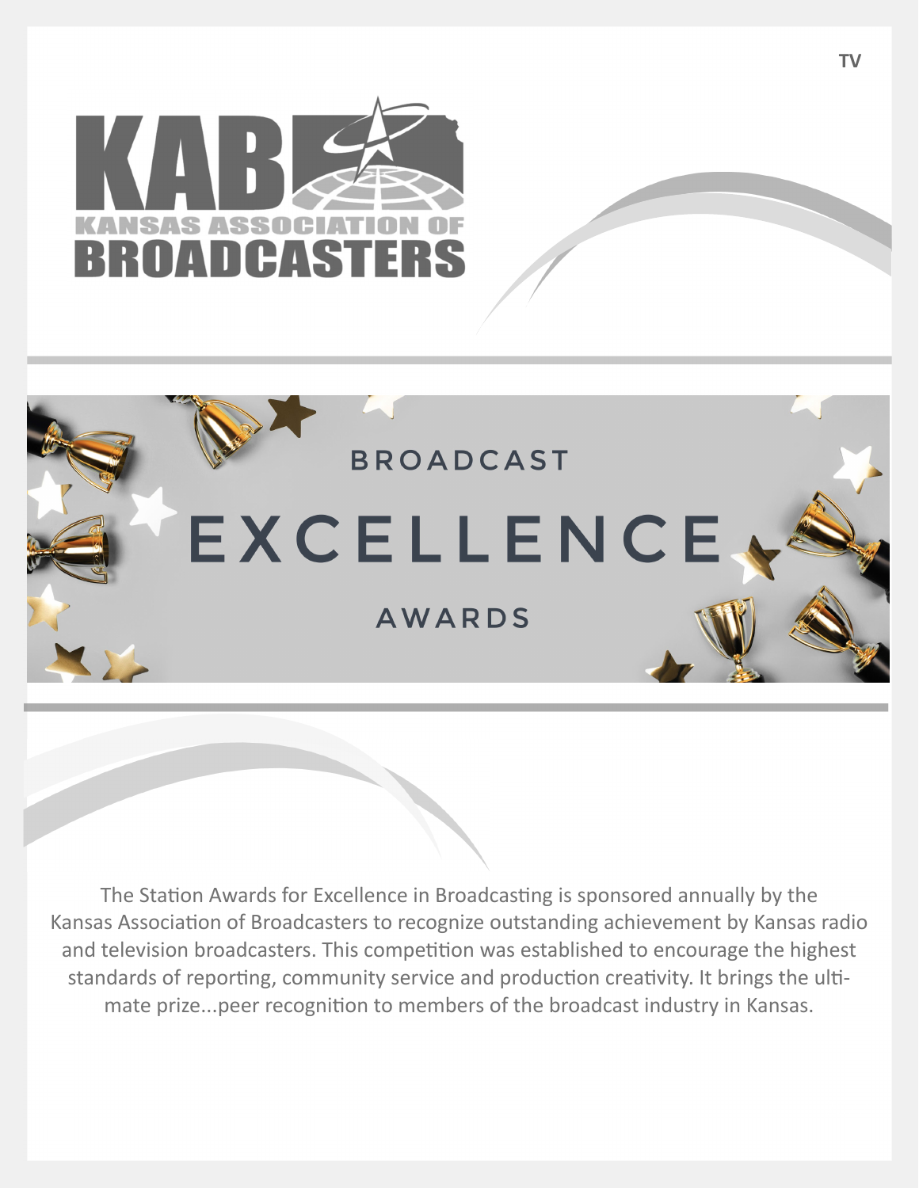TV

KAB

KANSAS ASSOCIATION OF BROADCASTERS

# BROADCAST EXCELLENCE AWARDS

The Station Awards for Excellence in Broadcasting is sponsored annually by the Kansas Association of Broadcasters to recognize outstanding achievement by Kansas radio and television broadcasters. This competition was established to encourage the highest standards of reporting, community service and production creativity. It brings the ultimate prize...peer recognition to members of the broadcast industry in Kansas.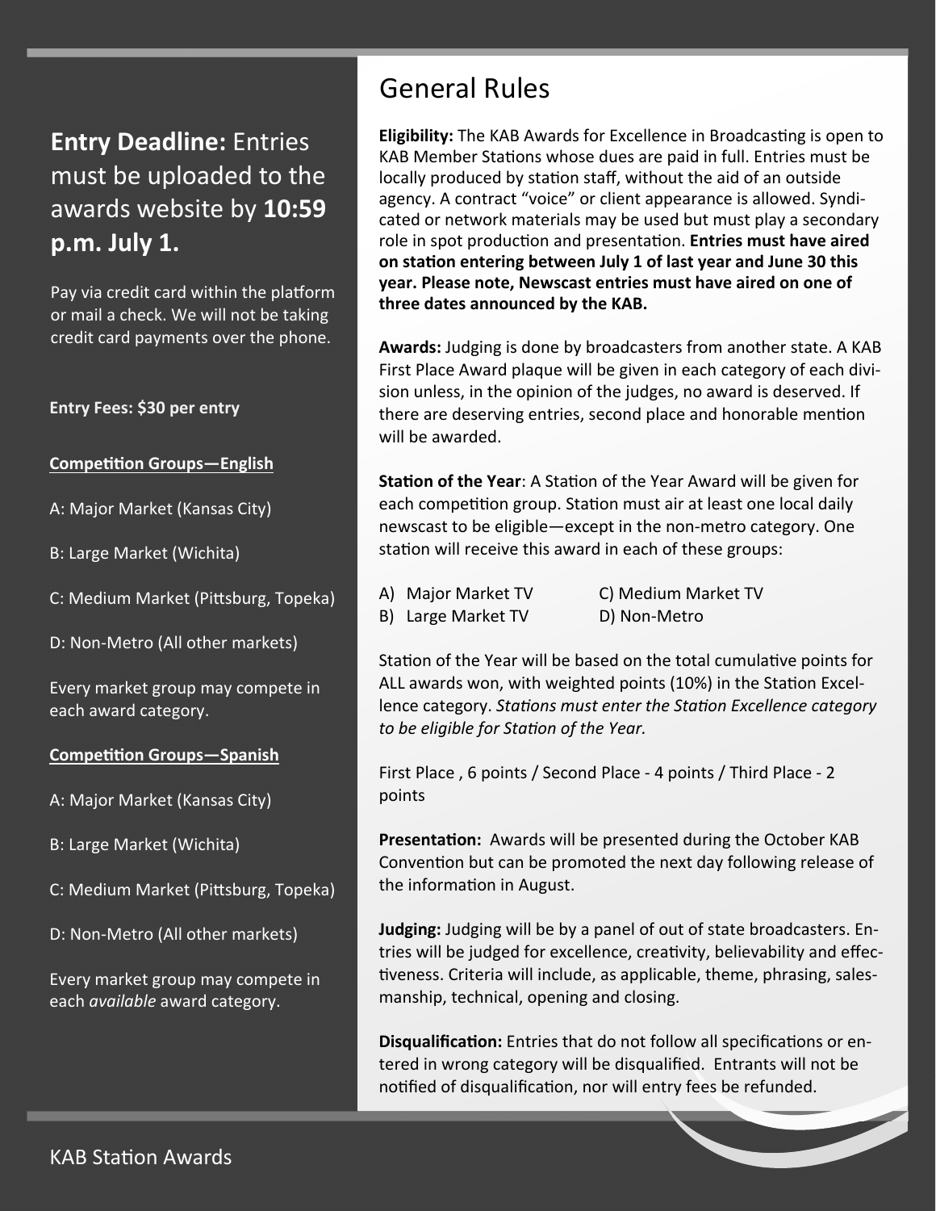**Entry Deadline:** Entries must be uploaded to the awards website by **10:59 p.m. July 1.**

Pay via credit card within the platform or mail a check. We will not be taking credit card payments over the phone.

**Entry Fees: $30 per entry**

**Competition Groups—English**

A: Major Market (Kansas City)

B: Large Market (Wichita)

C: Medium Market (Pittsburg, Topeka)

D: Non-Metro (All other markets)

Every market group may compete in each award category.

**Competition Groups—Spanish**

A: Major Market (Kansas City)

B: Large Market (Wichita)

C: Medium Market (Pittsburg, Topeka)

D: Non-Metro (All other markets)

Every market group may compete in each *available* award category.

# General Rules

**Eligibility:** The KAB Awards for Excellence in Broadcasting is open to KAB Member Stations whose dues are paid in full. Entries must be locally produced by station staff, without the aid of an outside agency. A contract "voice" or client appearance is allowed. Syndicated or network materials may be used but must play a secondary role in spot production and presentation. **Entries must have aired on station entering between July 1 of last year and June 30 this year. Please note, Newscast entries must have aired on one of three dates announced by the KAB.**

**Awards:** Judging is done by broadcasters from another state. A KAB First Place Award plaque will be given in each category of each division unless, in the opinion of the judges, no award is deserved. If there are deserving entries, second place and honorable mention will be awarded.

**Station of the Year**: A Station of the Year Award will be given for each competition group. Station must air at least one local daily newscast to be eligible—except in the non-metro category. One station will receive this award in each of these groups:

A) Major Market TV
B) Large Market TV
C) Medium Market TV
D) Non-Metro

Station of the Year will be based on the total cumulative points for ALL awards won, with weighted points (10%) in the Station Excellence category. *Stations must enter the Station Excellence category to be eligible for Station of the Year.*

First Place , 6 points / Second Place - 4 points / Third Place - 2 points

**Presentation:** Awards will be presented during the October KAB Convention but can be promoted the next day following release of the information in August.

**Judging:** Judging will be by a panel of out of state broadcasters. Entries will be judged for excellence, creativity, believability and effectiveness. Criteria will include, as applicable, theme, phrasing, salesmanship, technical, opening and closing.

**Disqualification:** Entries that do not follow all specifications or entered in wrong category will be disqualified. Entrants will not be notified of disqualification, nor will entry fees be refunded.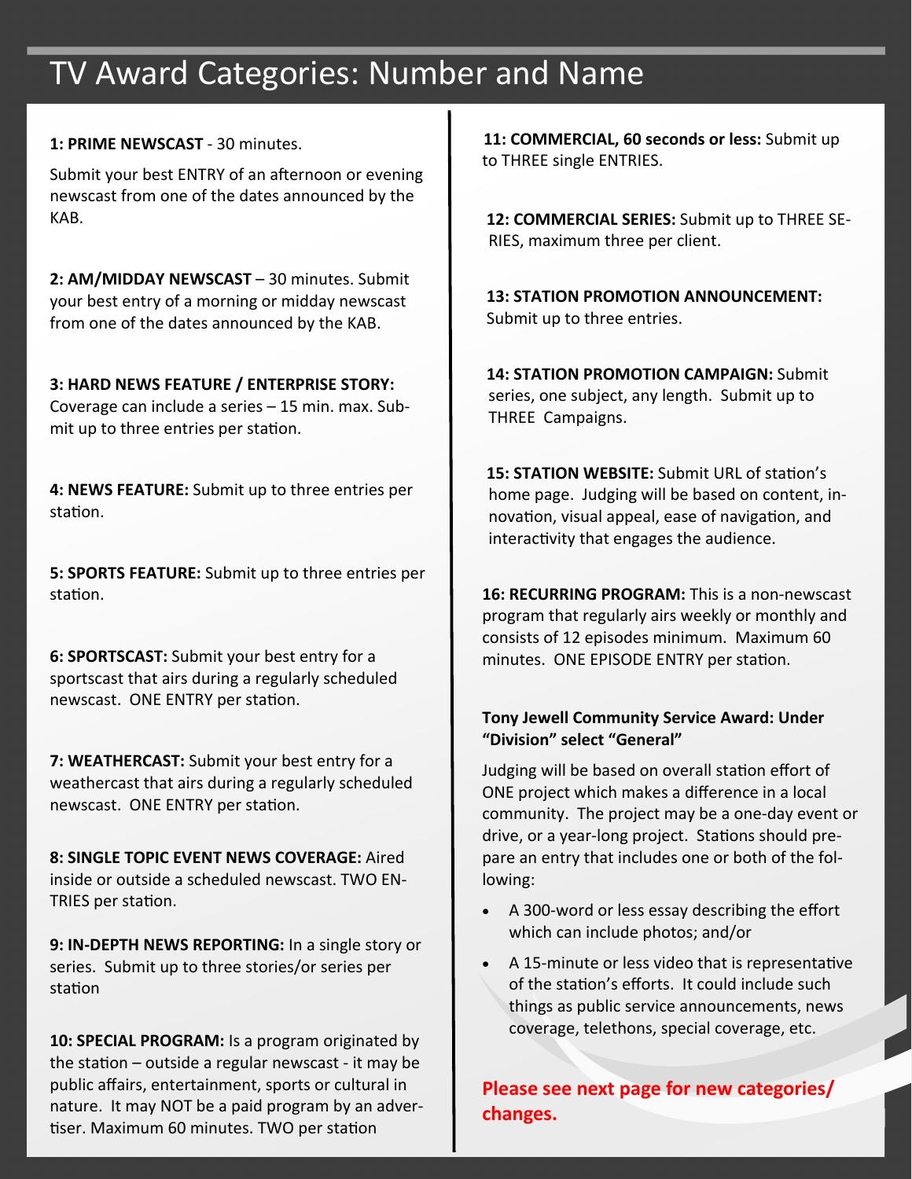# TV Award Categories: Number and Name

**1: PRIME NEWSCAST** - 30 minutes.

Submit your best ENTRY of an afternoon or evening newscast from one of the dates announced by the KAB.

**2: AM/MIDDAY NEWSCAST** – 30 minutes. Submit your best entry of a morning or midday newscast from one of the dates announced by the KAB.

**3: HARD NEWS FEATURE / ENTERPRISE STORY:** Coverage can include a series – 15 min. max. Submit up to three entries per station.

**4: NEWS FEATURE:** Submit up to three entries per station.

**5: SPORTS FEATURE:** Submit up to three entries per station.

**6: SPORTSCAST:** Submit your best entry for a sportscast that airs during a regularly scheduled newscast. ONE ENTRY per station.

**7: WEATHERCAST:** Submit your best entry for a weathercast that airs during a regularly scheduled newscast. ONE ENTRY per station.

**8: SINGLE TOPIC EVENT NEWS COVERAGE:** Aired inside or outside a scheduled newscast. TWO ENTRIES per station.

**9: IN-DEPTH NEWS REPORTING:** In a single story or series. Submit up to three stories/or series per station

**10: SPECIAL PROGRAM:** Is a program originated by the station – outside a regular newscast - it may be public affairs, entertainment, sports or cultural in nature. It may NOT be a paid program by an advertiser. Maximum 60 minutes. TWO per station

**11: COMMERCIAL, 60 seconds or less:** Submit up to THREE single ENTRIES.

**12: COMMERCIAL SERIES:** Submit up to THREE SERIES, maximum three per client.

**13: STATION PROMOTION ANNOUNCEMENT:** Submit up to three entries.

**14: STATION PROMOTION CAMPAIGN:** Submit series, one subject, any length. Submit up to THREE Campaigns.

**15: STATION WEBSITE:** Submit URL of station's home page. Judging will be based on content, innovation, visual appeal, ease of navigation, and interactivity that engages the audience.

**16: RECURRING PROGRAM:** This is a non-newscast program that regularly airs weekly or monthly and consists of 12 episodes minimum. Maximum 60 minutes. ONE EPISODE ENTRY per station.

**Tony Jewell Community Service Award: Under "Division" select "General"**

Judging will be based on overall station effort of ONE project which makes a difference in a local community. The project may be a one-day event or drive, or a year-long project. Stations should prepare an entry that includes one or both of the following:

- A 300-word or less essay describing the effort which can include photos; and/or
- A 15-minute or less video that is representative of the station's efforts. It could include such things as public service announcements, news coverage, telethons, special coverage, etc.

**Please see next page for new categories/ changes.**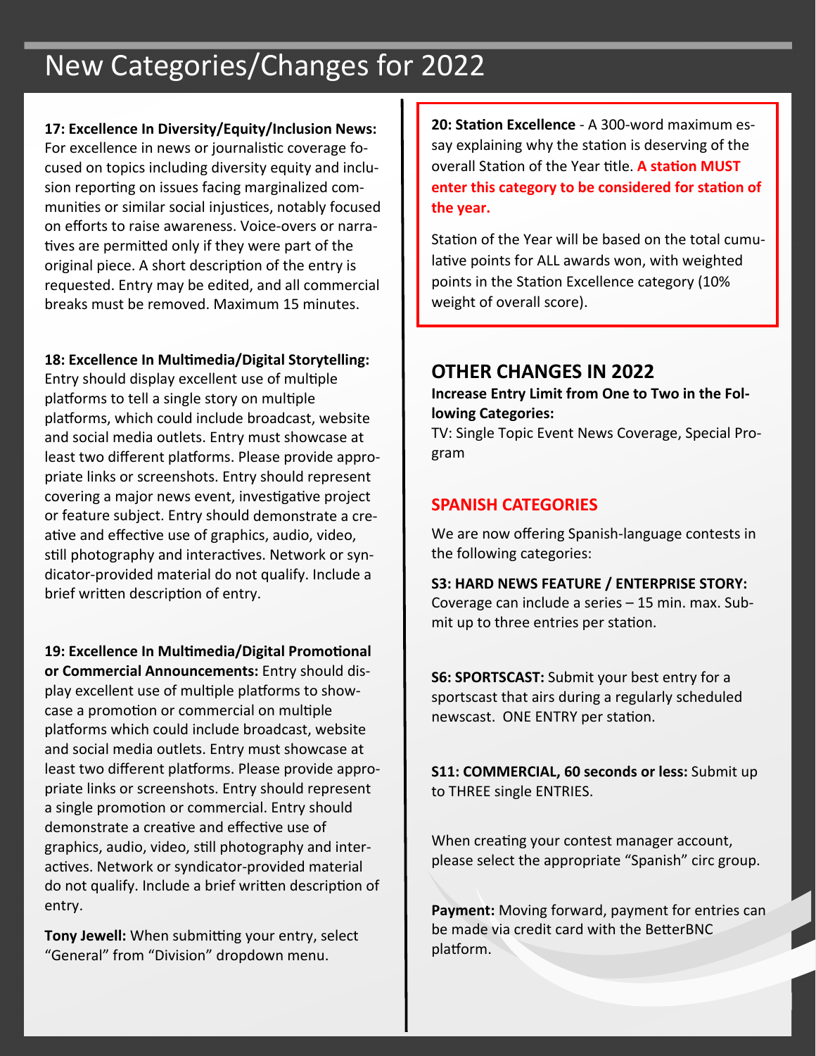# New Categories/Changes for 2022

**17: Excellence In Diversity/Equity/Inclusion News:** For excellence in news or journalistic coverage focused on topics including diversity equity and inclusion reporting on issues facing marginalized communities or similar social injustices, notably focused on efforts to raise awareness. Voice-overs or narratives are permitted only if they were part of the original piece. A short description of the entry is requested. Entry may be edited, and all commercial breaks must be removed. Maximum 15 minutes.

**18: Excellence In Multimedia/Digital Storytelling:** Entry should display excellent use of multiple platforms to tell a single story on multiple platforms, which could include broadcast, website and social media outlets. Entry must showcase at least two different platforms. Please provide appropriate links or screenshots. Entry should represent covering a major news event, investigative project or feature subject. Entry should demonstrate a creative and effective use of graphics, audio, video, still photography and interactives. Network or syndicator-provided material do not qualify. Include a brief written description of entry.

**19: Excellence In Multimedia/Digital Promotional or Commercial Announcements:** Entry should display excellent use of multiple platforms to showcase a promotion or commercial on multiple platforms which could include broadcast, website and social media outlets. Entry must showcase at least two different platforms. Please provide appropriate links or screenshots. Entry should represent a single promotion or commercial. Entry should demonstrate a creative and effective use of graphics, audio, video, still photography and interactives. Network or syndicator-provided material do not qualify. Include a brief written description of entry.

**Tony Jewell:** When submitting your entry, select "General" from "Division" dropdown menu.

**20: Station Excellence** - A 300-word maximum essay explaining why the station is deserving of the overall Station of the Year title. **A station MUST enter this category to be considered for station of the year.**

Station of the Year will be based on the total cumulative points for ALL awards won, with weighted points in the Station Excellence category (10% weight of overall score).

## OTHER CHANGES IN 2022

**Increase Entry Limit from One to Two in the Following Categories:**
TV: Single Topic Event News Coverage, Special Program

## SPANISH CATEGORIES

We are now offering Spanish-language contests in the following categories:

**S3: HARD NEWS FEATURE / ENTERPRISE STORY:** Coverage can include a series – 15 min. max. Submit up to three entries per station.

**S6: SPORTSCAST:** Submit your best entry for a sportscast that airs during a regularly scheduled newscast. ONE ENTRY per station.

**S11: COMMERCIAL, 60 seconds or less:** Submit up to THREE single ENTRIES.

When creating your contest manager account, please select the appropriate "Spanish" circ group.

**Payment:** Moving forward, payment for entries can be made via credit card with the BetterBNC platform.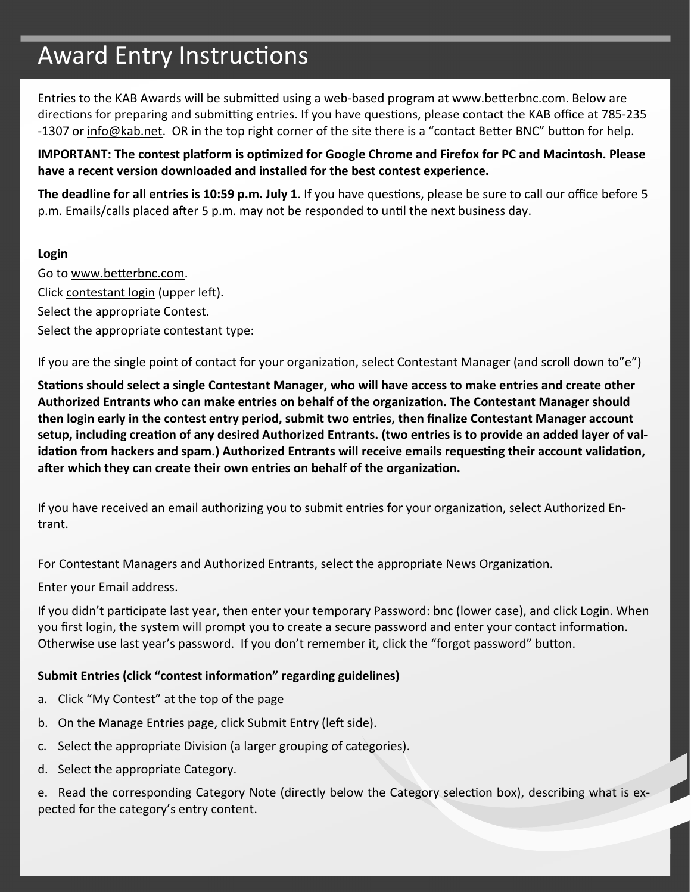# Award Entry Instructions

Entries to the KAB Awards will be submitted using a web-based program at www.betterbnc.com. Below are directions for preparing and submitting entries. If you have questions, please contact the KAB office at 785-235 -1307 or info@kab.net. OR in the top right corner of the site there is a "contact Better BNC" button for help.

**IMPORTANT: The contest platform is optimized for Google Chrome and Firefox for PC and Macintosh. Please have a recent version downloaded and installed for the best contest experience.**

**The deadline for all entries is 10:59 p.m. July 1**. If you have questions, please be sure to call our office before 5 p.m. Emails/calls placed after 5 p.m. may not be responded to until the next business day.

**Login**

Go to www.betterbnc.com.

Click contestant login (upper left).

Select the appropriate Contest.

Select the appropriate contestant type:

If you are the single point of contact for your organization, select Contestant Manager (and scroll down to"e")

**Stations should select a single Contestant Manager, who will have access to make entries and create other Authorized Entrants who can make entries on behalf of the organization. The Contestant Manager should then login early in the contest entry period, submit two entries, then finalize Contestant Manager account setup, including creation of any desired Authorized Entrants. (two entries is to provide an added layer of validation from hackers and spam.) Authorized Entrants will receive emails requesting their account validation, after which they can create their own entries on behalf of the organization.**

If you have received an email authorizing you to submit entries for your organization, select Authorized Entrant.

For Contestant Managers and Authorized Entrants, select the appropriate News Organization.

Enter your Email address.

If you didn't participate last year, then enter your temporary Password: bnc (lower case), and click Login. When you first login, the system will prompt you to create a secure password and enter your contact information. Otherwise use last year's password. If you don't remember it, click the "forgot password" button.

**Submit Entries (click "contest information" regarding guidelines)**

a. Click "My Contest" at the top of the page

b. On the Manage Entries page, click Submit Entry (left side).

c. Select the appropriate Division (a larger grouping of categories).

d. Select the appropriate Category.

e. Read the corresponding Category Note (directly below the Category selection box), describing what is expected for the category's entry content.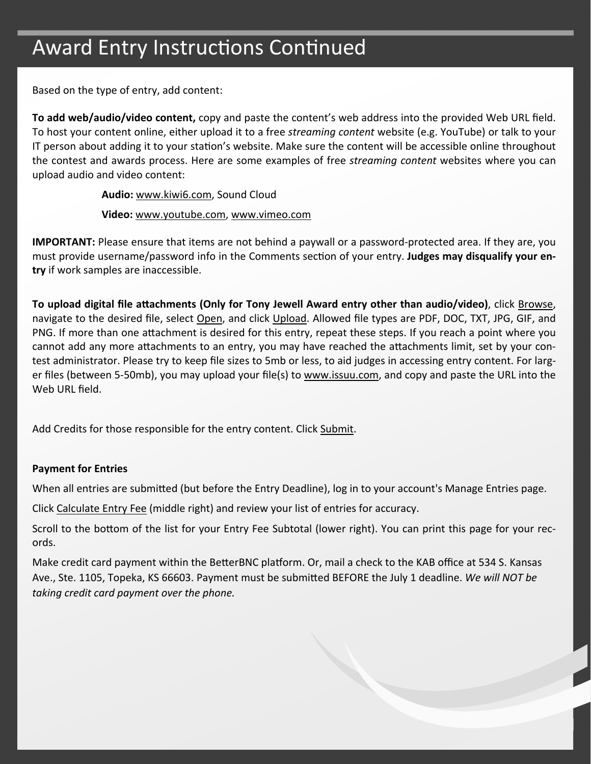# Award Entry Instructions Continued

Based on the type of entry, add content:

**To add web/audio/video content,** copy and paste the content's web address into the provided Web URL field. To host your content online, either upload it to a free *streaming content* website (e.g. YouTube) or talk to your IT person about adding it to your station's website. Make sure the content will be accessible online throughout the contest and awards process. Here are some examples of free *streaming content* websites where you can upload audio and video content:

**Audio:** www.kiwi6.com, Sound Cloud

**Video:** www.youtube.com, www.vimeo.com

**IMPORTANT:** Please ensure that items are not behind a paywall or a password-protected area. If they are, you must provide username/password info in the Comments section of your entry. **Judges may disqualify your entry** if work samples are inaccessible.

**To upload digital file attachments (Only for Tony Jewell Award entry other than audio/video)**, click Browse, navigate to the desired file, select Open, and click Upload. Allowed file types are PDF, DOC, TXT, JPG, GIF, and PNG. If more than one attachment is desired for this entry, repeat these steps. If you reach a point where you cannot add any more attachments to an entry, you may have reached the attachments limit, set by your contest administrator. Please try to keep file sizes to 5mb or less, to aid judges in accessing entry content. For larger files (between 5-50mb), you may upload your file(s) to www.issuu.com, and copy and paste the URL into the Web URL field.

Add Credits for those responsible for the entry content. Click Submit.

**Payment for Entries**

When all entries are submitted (but before the Entry Deadline), log in to your account's Manage Entries page.

Click Calculate Entry Fee (middle right) and review your list of entries for accuracy.

Scroll to the bottom of the list for your Entry Fee Subtotal (lower right). You can print this page for your records.

Make credit card payment within the BetterBNC platform. Or, mail a check to the KAB office at 534 S. Kansas Ave., Ste. 1105, Topeka, KS 66603. Payment must be submitted BEFORE the July 1 deadline. *We will NOT be taking credit card payment over the phone.*